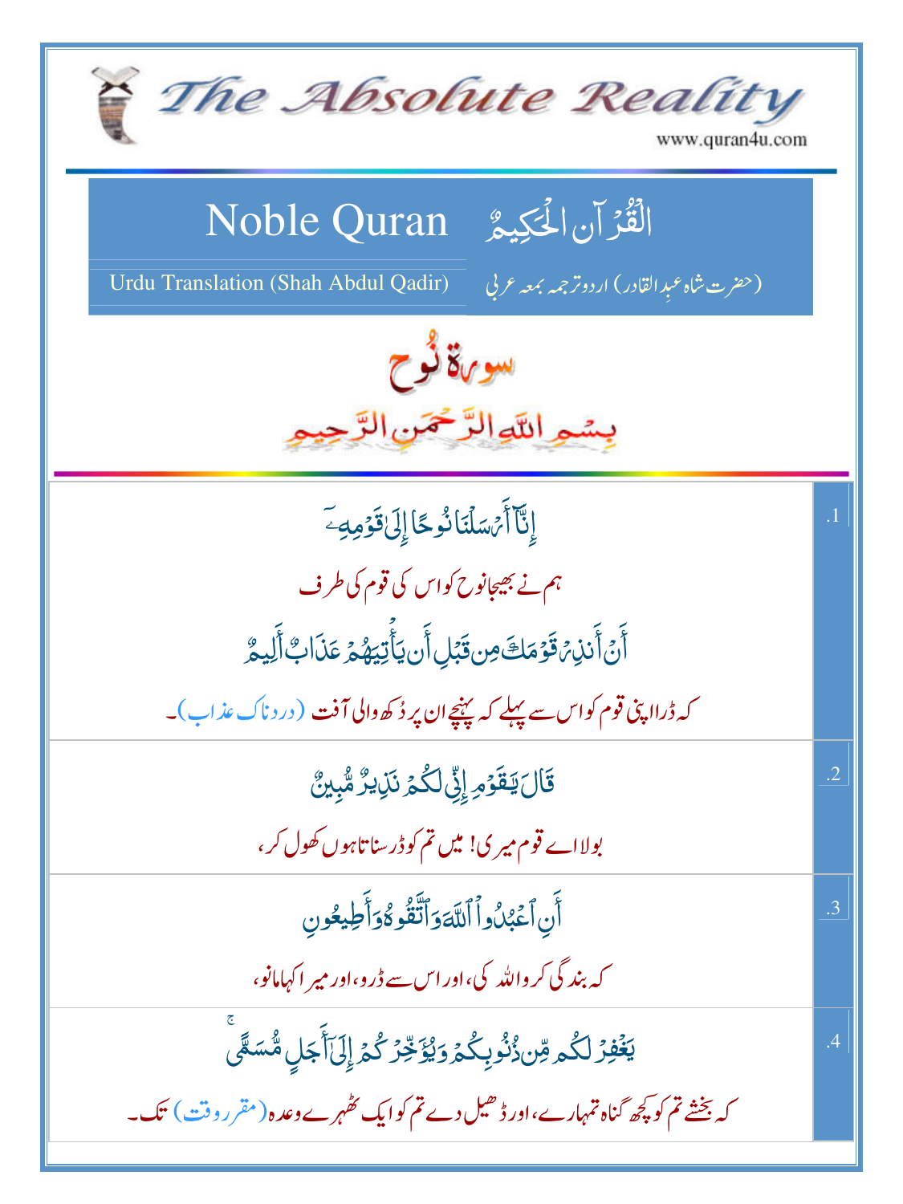# The Absolute Reality

www.quran4u.com

## Noble Quran الْقُرْآنِ الْحَكِيمُ

Urdu Translation (Shah Abdul Qadir) (حضرت شاہ عبدِالقادر) اردو ترجمہ بمعہ عربی

# سورۃ نُوح

بِسْمِ اللّٰہِ الرَّحْمٰنِ الرَّحِیْمِ

| | |
|---|---|
| إِنَّآ أَرۡسَلۡنَا نُوحًا إِلَىٰ قَوۡمِهِۦٓ<br>ہم نے بھیجا نوح کو اس کی قوم کی طرف<br>أَنۡ أَنذِرۡ قَوۡمَكَ مِن قَبۡلِ أَن يَأۡتِيَهُمۡ عَذَابٌ أَلِيمٌ<br>کہ ڈرا اپنی قوم کو اس سے پہلے کہ پہنچے ان پر دُکھ والی آفت (دردناک عذاب)۔ | .1 |
| قَالَ يَٰقَوۡمِ إِنِّي لَكُمۡ نَذِيرٌ مُّبِينٌ<br>بولا اے قوم میری! میں تم کو ڈر سناتا ہوں کھول کر، | .2 |
| أَنِ ٱعۡبُدُواْ ٱللَّهَ وَٱتَّقُوهُ وَأَطِيعُونِ<br>کہ بندگی کرو اللہ کی، اور اس سے ڈرو، اور میرا کہا مانو، | .3 |
| يَغۡفِرۡ لَكُم مِّن ذُنُوبِكُمۡ وَيُؤَخِّرۡكُمۡ إِلَىٰٓ أَجَلٍ مُّسَمًّىۚ<br>کہ بخشے تم کو کچھ گناہ تمہارے، اور ڈھیل دے تم کو ایک ٹھہرے وعدہ (مقرر وقت) تک۔ | .4 |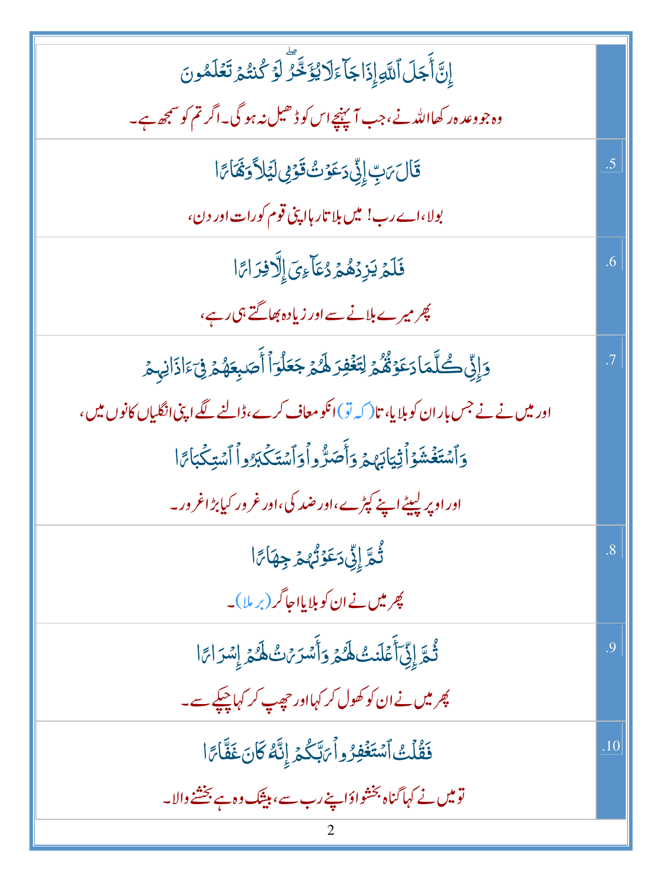| Arabic / Urdu | # |
| --- | --- |
| إِنَّ أَجَلَ ٱللَّهِ إِذَا جَآءَ لَا يُؤَخَّرُ ۖ لَوْ كُنتُمْ تَعْلَمُونَ<br>وہ جو وعدہ رکھا اللہ نے، جب آ پہنچے اس کو ڈھیل نہ ہو گی۔ اگر تم کو سمجھ ہے۔ | |
| قَالَ رَبِّ إِنِّي دَعَوْتُ قَوْمِي لَيْلًا وَنَهَارًا<br>بولا، اے رب! میں بلاتا رہا اپنی قوم کو رات اور دن، | .5 |
| فَلَمْ يَزِدْهُمْ دُعَآءِيٓ إِلَّا فِرَارًا<br>پھر میرے بلانے سے اور زیادہ بھاگتے ہی رہے، | .6 |
| وَإِنِّي كُلَّمَا دَعَوْتُهُمْ لِتَغْفِرَ لَهُمْ جَعَلُوٓا۟ أَصَٰبِعَهُمْ فِيٓ ءَاذَانِهِمْ<br>اور میں نے نے جس بار ان کو بلایا، تا (کہ تو) انکو معاف کرے، ڈالنے لگے اپنی انگلیاں کانوں میں،<br>وَٱسْتَغْشَوْا۟ ثِيَابَهُمْ وَأَصَرُّوا۟ وَٱسْتَكْبَرُوا۟ ٱسْتِكْبَارًا<br>اور اوپر لپیٹے اپنے کپڑے، اور ضد کی، اور غرور کیا بڑا غرور۔ | .7 |
| ثُمَّ إِنِّي دَعَوْتُهُمْ جِهَارًا<br>پھر میں نے ان کو بلایا اجاگر (برملا)۔ | .8 |
| ثُمَّ إِنِّيٓ أَعْلَنتُ لَهُمْ وَأَسْرَرْتُ لَهُمْ إِسْرَارًا<br>پھر میں نے ان کو کھول کر کہا اور چھپ کر کہا چپکے سے۔ | .9 |
| فَقُلْتُ ٱسْتَغْفِرُوا۟ رَبَّكُمْ إِنَّهُۥ كَانَ غَفَّارًا<br>تو میں نے کہا گناہ بخشواؤ اپنے رب سے، بیشک وہ ہے بخشنے والا۔ | .10 |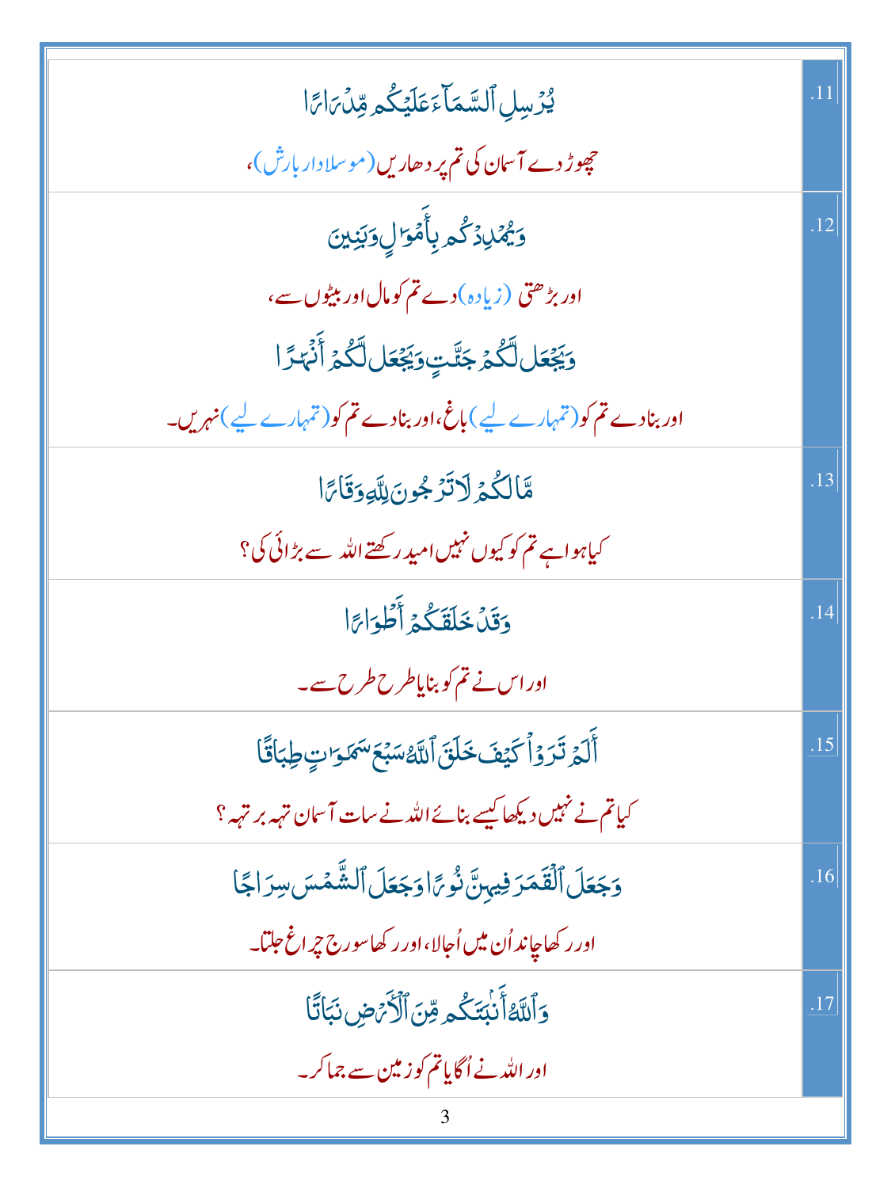| | |
|---|---|
| يُرْسِلِ ٱلسَّمَآءَ عَلَيْكُم مِّدْرَارًا<br>چھوڑ دے آسمان کی تم پر دھاریں (موسلادار بارش)، | .11 |
| وَيُمْدِدْكُم بِأَمْوَٰلٍ وَبَنِينَ<br>اور بڑھتی (زیادہ) دے تم کو مال اور بیٹوں سے،<br>وَيَجْعَل لَّكُمْ جَنَّٰتٍ وَيَجْعَل لَّكُمْ أَنْهَٰرًا<br>اور بنادے تم کو (تمہارے لیے) باغ، اور بنادے تم کو (تمہارے لیے) نہریں۔ | .12 |
| مَّا لَكُمْ لَا تَرْجُونَ لِلَّهِ وَقَارًا<br>کیا ہوا ہے تم کو کیوں نہیں امید رکھتے اللہ سے بڑائی کی؟ | .13 |
| وَقَدْ خَلَقَكُمْ أَطْوَارًا<br>اور اس نے تم کو بنایا طرح طرح سے۔ | .14 |
| أَلَمْ تَرَوْا۟ كَيْفَ خَلَقَ ٱللَّهُ سَبْعَ سَمَٰوَٰتٍ طِبَاقًا<br>کیا تم نے نہیں دیکھا کیسے بنائے اللہ نے سات آسمان تہہ بر تہہ؟ | .15 |
| وَجَعَلَ ٱلْقَمَرَ فِيهِنَّ نُورًا وَجَعَلَ ٱلشَّمْسَ سِرَاجًا<br>اور رکھا چاند اُن میں اُجالا، اور رکھا سورج چراغ جلتا۔ | .16 |
| وَٱللَّهُ أَنۢبَتَكُم مِّنَ ٱلْأَرْضِ نَبَاتًا<br>اور اللہ نے اُگایا تم کو زمین سے جما کر۔ | .17 |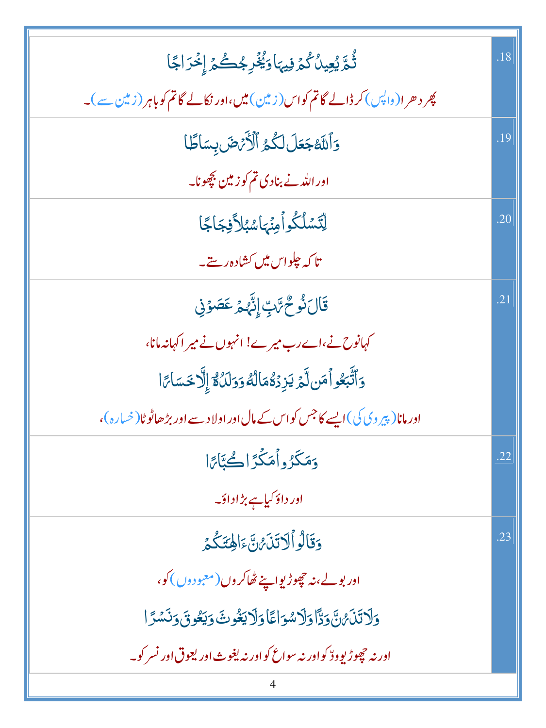| | |
|---|---|
| ثُمَّ يُعِيدُكُمْ فِيهَا وَيُخْرِجُكُمْ إِخْرَاجًا<br>پھر دھرا (واپس) کرڈالے گا تم کو اس (زمین) میں، اور نکالے گا تم کو باہر (زمین سے)۔ | .18 |
| وَٱللَّهُ جَعَلَ لَكُمُ ٱلْأَرْضَ بِسَاطًا<br>اور اللہ نے بنادی تم کو زمین بچھونا۔ | .19 |
| لِّتَسْلُكُوا۟ مِنْهَا سُبُلًا فِجَاجًا<br>تاکہ چلو اس میں کشادہ رستے۔ | .20 |
| قَالَ نُوحٌ رَّبِّ إِنَّهُمْ عَصَوْنِى<br>کہا نوح نے، اے رب میرے! انہوں نے میرا کہانہ مانا،<br>وَٱتَّبَعُوا۟ مَن لَّمْ يَزِدْهُ مَالُهُۥ وَوَلَدُهُۥٓ إِلَّا خَسَارًا<br>اور مانا (پیروی کی) ایسے کا جس کو اس کے مال اور اولاد سے اور بڑھا ٹوٹا (خسارہ)، | .21 |
| وَمَكَرُوا۟ مَكْرًا كُبَّارًا<br>اور داؤ کیا ہے بڑا داؤ۔ | .22 |
| وَقَالُوا۟ لَا تَذَرُنَّ ءَالِهَتَكُمْ<br>اور بولے، نہ چھوڑیو اپنے ٹھاکروں (معبودوں) کو،<br>وَلَا تَذَرُنَّ وَدًّا وَلَا سُوَاعًا وَلَا يَغُوثَ وَيَعُوقَ وَنَسْرًا<br>اور نہ چھوڑیو ودّ کو اور نہ سواع کو اور نہ یغوث اور یعوق اور نسر کو۔ | .23 |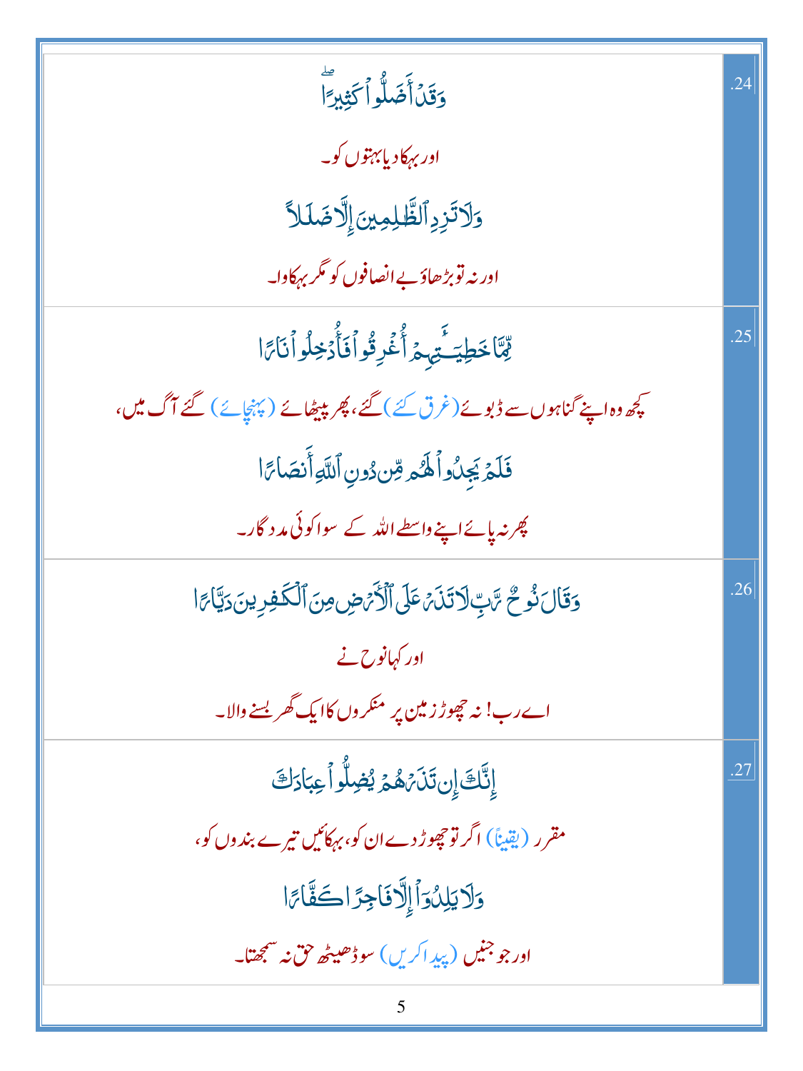| | |
|---|---|
| وَقَدۡ أَضَلُّواْ كَثِيرًاۖ<br><br>اور بہکا دیا بہتوں کو۔<br><br>وَلَا تَزِدِ ٱلظَّٰلِمِينَ إِلَّا ضَلَٰلًا<br><br>اور نہ تو بڑھاؤ بے انصافوں کو مگر بہکاوا۔ | .24 |
| مِّمَّا خَطِيٓـَٰٔتِهِمۡ أُغۡرِقُواْ فَأُدۡخِلُواْ نَارًا<br><br>کچھ وہ اپنے گناہوں سے ڈبوئے (غرق کئے) گئے، پھر بیٹھائے (پہنچائے) گئے آگ میں،<br><br>فَلَمۡ يَجِدُواْ لَهُم مِّن دُونِ ٱللَّهِ أَنصَارًا<br><br>پھر نہ پائے اپنے واسطے اللہ کے سوا کوئی مدد گار۔ | .25 |
| وَقَالَ نُوحٞ رَّبِّ لَا تَذَرۡ عَلَى ٱلۡأَرۡضِ مِنَ ٱلۡكَٰفِرِينَ دَيَّارًا<br><br>اور کہا نوح نے<br><br>اے رب! نہ چھوڑ زمین پر منکروں کا ایک گھر بسنے والا۔ | .26 |
| إِنَّكَ إِن تَذَرۡهُمۡ يُضِلُّواْ عِبَادَكَ<br><br>مقرر (یقیناً) اگر تو چھوڑ دے ان کو، بہکائیں تیرے بندوں کو،<br><br>وَلَا يَلِدُوٓاْ إِلَّا فَاجِرٗا كَفَّارٗا<br><br>اور جو جنیں (پیدا کریں) سو ڈھیٹھ حق نہ سمجھتا۔ | .27 |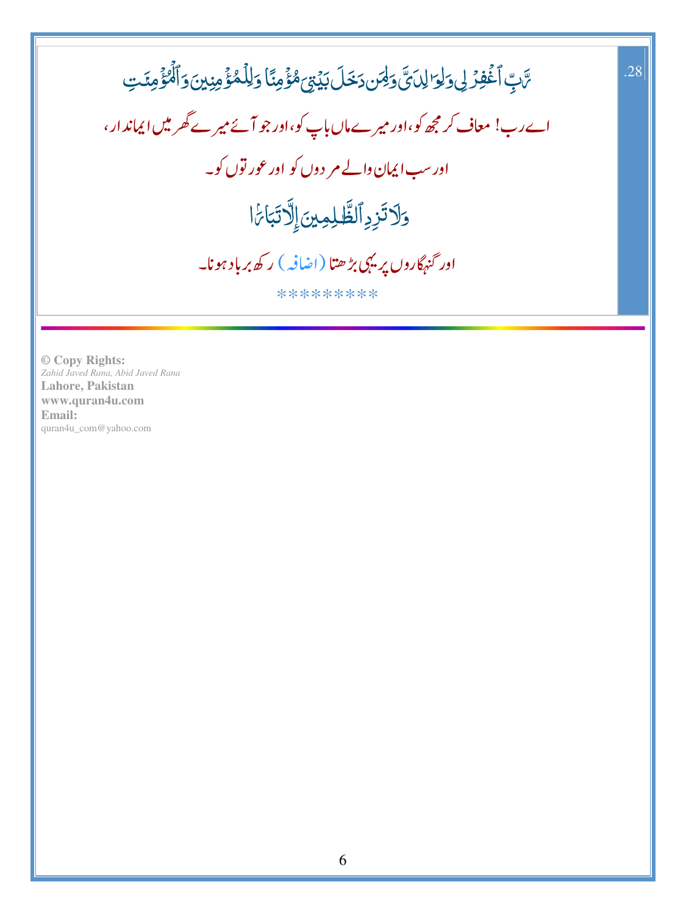.28

رَّبِّ ٱغْفِرْ لِى وَلِوَٰلِدَىَّ وَلِمَن دَخَلَ بَيْتِىَ مُؤْمِنًا وَلِلْمُؤْمِنِينَ وَٱلْمُؤْمِنَٰتِ

اے رب! معاف کر مجھ کو، اور میرے ماں باپ کو، اور جو آئے میرے گھر میں ایماندار،

اور سب ایمان والے مردوں کو اور عورتوں کو۔

وَلَا تَزِدِ ٱلظَّٰلِمِينَ إِلَّا تَبَارًۢا

اور گنہگاروں پر یہی بڑھتا (اضافہ) رکھ برباد ہونا۔

*********

© Copy Rights:
*Zahid Javed Rana, Abid Javed Rana*
**Lahore, Pakistan**
**www.quran4u.com**
**Email:**
quran4u_com@yahoo.com